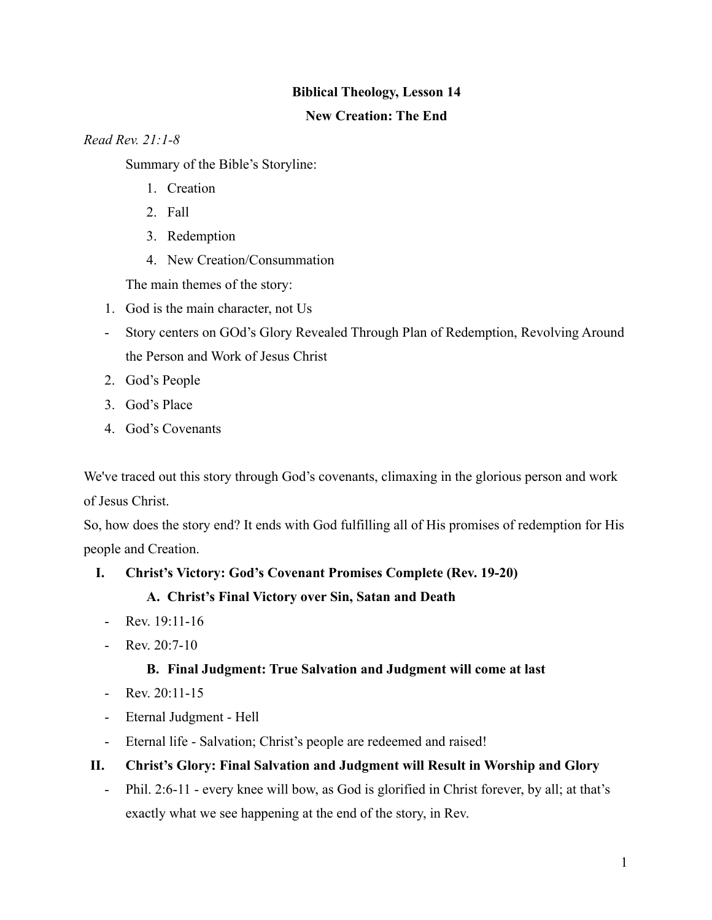**Biblical Theology, Lesson 14**

**New Creation: The End**

*Read Rev. 21:1-8*

Summary of the Bible's Storyline:

1. Creation
2. Fall
3. Redemption
4. New Creation/Consummation

The main themes of the story:

1. God is the main character, not Us
   - Story centers on GOd's Glory Revealed Through Plan of Redemption, Revolving Around the Person and Work of Jesus Christ
2. God's People
3. God's Place
4. God's Covenants

We've traced out this story through God's covenants, climaxing in the glorious person and work of Jesus Christ.

So, how does the story end? It ends with God fulfilling all of His promises of redemption for His people and Creation.

**I. Christ's Victory: God's Covenant Promises Complete (Rev. 19-20)**

**A. Christ's Final Victory over Sin, Satan and Death**

- Rev. 19:11-16
- Rev. 20:7-10

**B. Final Judgment: True Salvation and Judgment will come at last**

- Rev. 20:11-15
- Eternal Judgment - Hell
- Eternal life - Salvation; Christ's people are redeemed and raised!

**II. Christ's Glory: Final Salvation and Judgment will Result in Worship and Glory**

- Phil. 2:6-11 - every knee will bow, as God is glorified in Christ forever, by all; at that's exactly what we see happening at the end of the story, in Rev.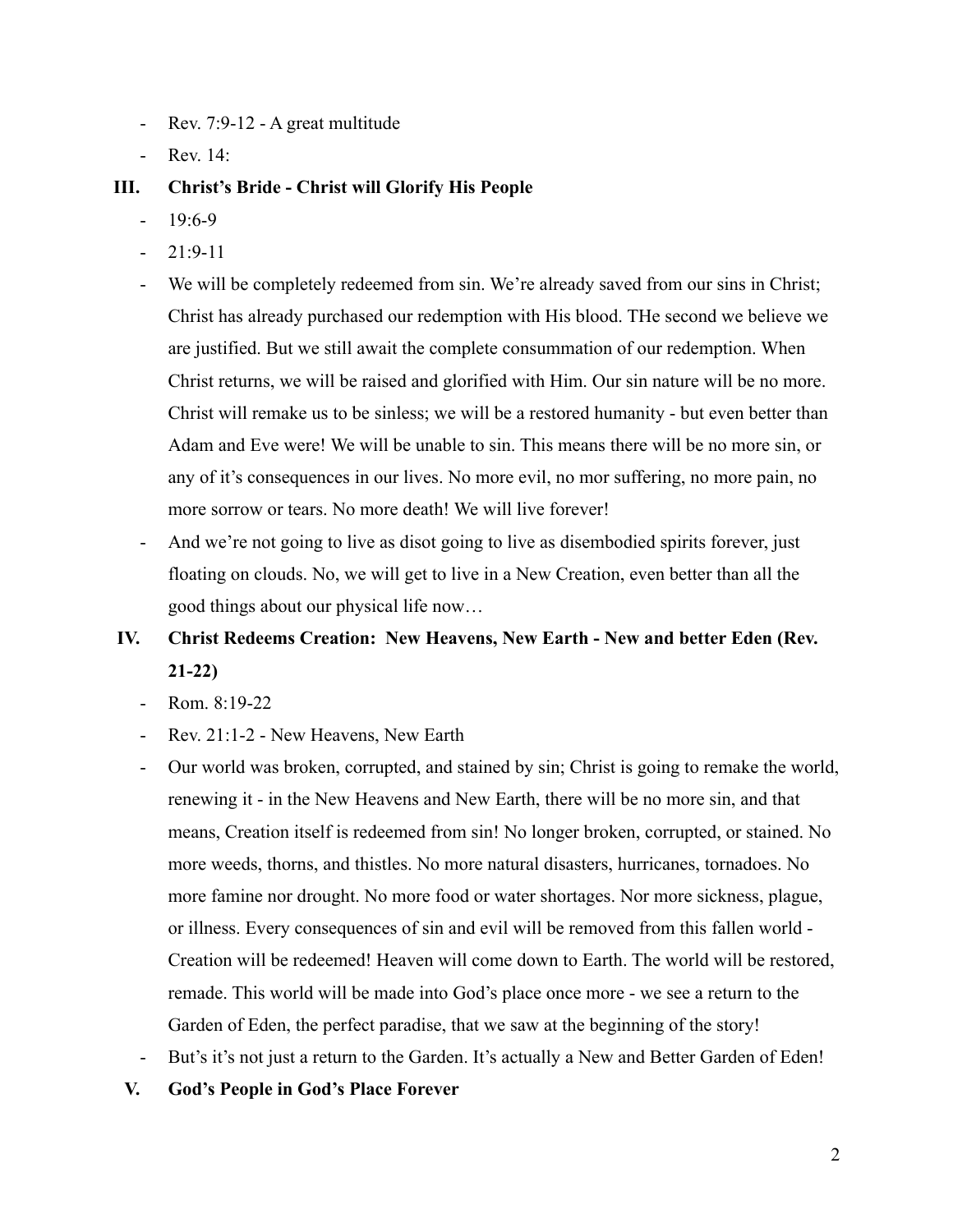- Rev. 7:9-12 - A great multitude
- Rev. 14:

## III. Christ's Bride - Christ will Glorify His People

- 19:6-9
- 21:9-11
- We will be completely redeemed from sin. We're already saved from our sins in Christ; Christ has already purchased our redemption with His blood. THe second we believe we are justified. But we still await the complete consummation of our redemption. When Christ returns, we will be raised and glorified with Him. Our sin nature will be no more. Christ will remake us to be sinless; we will be a restored humanity - but even better than Adam and Eve were! We will be unable to sin. This means there will be no more sin, or any of it's consequences in our lives. No more evil, no mor suffering, no more pain, no more sorrow or tears. No more death! We will live forever!
- And we're not going to live as disot going to live as disembodied spirits forever, just floating on clouds. No, we will get to live in a New Creation, even better than all the good things about our physical life now…

## IV. Christ Redeems Creation: New Heavens, New Earth - New and better Eden (Rev. 21-22)

- Rom. 8:19-22
- Rev. 21:1-2 - New Heavens, New Earth
- Our world was broken, corrupted, and stained by sin; Christ is going to remake the world, renewing it - in the New Heavens and New Earth, there will be no more sin, and that means, Creation itself is redeemed from sin! No longer broken, corrupted, or stained. No more weeds, thorns, and thistles. No more natural disasters, hurricanes, tornadoes. No more famine nor drought. No more food or water shortages. Nor more sickness, plague, or illness. Every consequences of sin and evil will be removed from this fallen world - Creation will be redeemed! Heaven will come down to Earth. The world will be restored, remade. This world will be made into God's place once more - we see a return to the Garden of Eden, the perfect paradise, that we saw at the beginning of the story!
- But's it's not just a return to the Garden. It's actually a New and Better Garden of Eden!

## V. God's People in God's Place Forever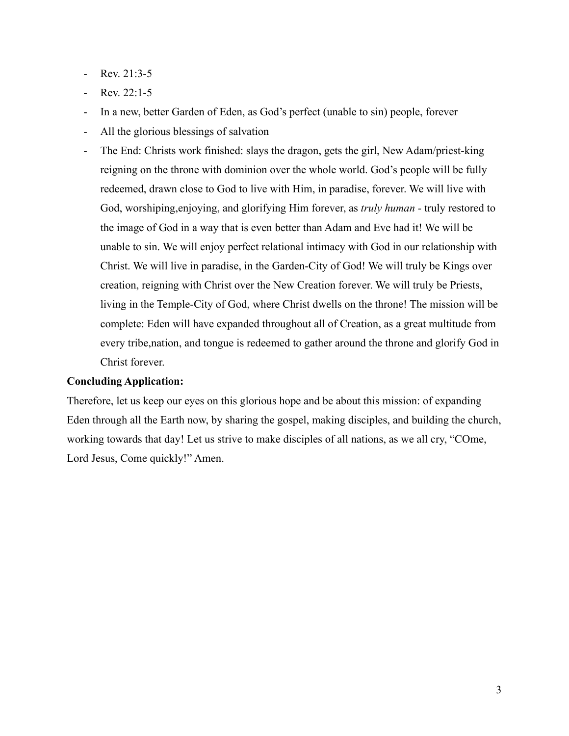- Rev. 21:3-5
- Rev. 22:1-5
- In a new, better Garden of Eden, as God's perfect (unable to sin) people, forever
- All the glorious blessings of salvation
- The End: Christs work finished: slays the dragon, gets the girl, New Adam/priest-king reigning on the throne with dominion over the whole world. God's people will be fully redeemed, drawn close to God to live with Him, in paradise, forever. We will live with God, worshiping,enjoying, and glorifying Him forever, as *truly human* - truly restored to the image of God in a way that is even better than Adam and Eve had it! We will be unable to sin. We will enjoy perfect relational intimacy with God in our relationship with Christ. We will live in paradise, in the Garden-City of God! We will truly be Kings over creation, reigning with Christ over the New Creation forever. We will truly be Priests, living in the Temple-City of God, where Christ dwells on the throne! The mission will be complete: Eden will have expanded throughout all of Creation, as a great multitude from every tribe,nation, and tongue is redeemed to gather around the throne and glorify God in Christ forever.

**Concluding Application:**

Therefore, let us keep our eyes on this glorious hope and be about this mission: of expanding Eden through all the Earth now, by sharing the gospel, making disciples, and building the church, working towards that day! Let us strive to make disciples of all nations, as we all cry, "COme, Lord Jesus, Come quickly!" Amen.